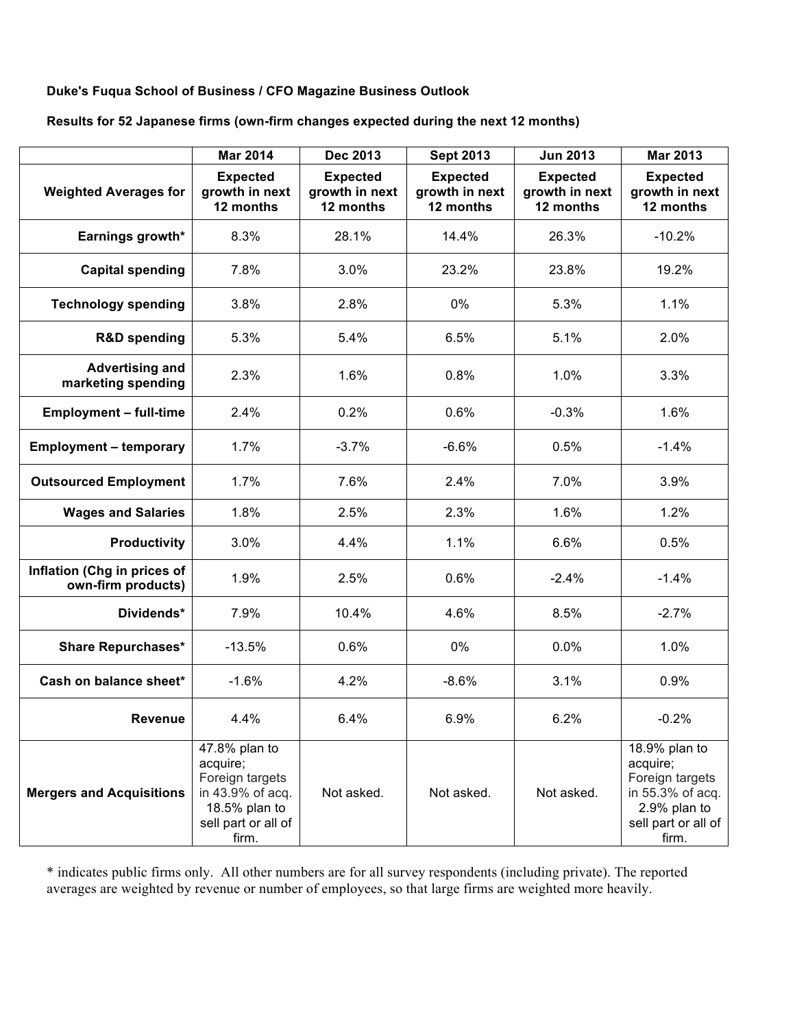**Duke's Fuqua School of Business / CFO Magazine Business Outlook**

**Results for 52 Japanese firms (own-firm changes expected during the next 12 months)**

| | Mar 2014 | Dec 2013 | Sept 2013 | Jun 2013 | Mar 2013 |
|---|---|---|---|---|---|
| **Weighted Averages for** | **Expected growth in next 12 months** | **Expected growth in next 12 months** | **Expected growth in next 12 months** | **Expected growth in next 12 months** | **Expected growth in next 12 months** |
| **Earnings growth*** | 8.3% | 28.1% | 14.4% | 26.3% | -10.2% |
| **Capital spending** | 7.8% | 3.0% | 23.2% | 23.8% | 19.2% |
| **Technology spending** | 3.8% | 2.8% | 0% | 5.3% | 1.1% |
| **R&D spending** | 5.3% | 5.4% | 6.5% | 5.1% | 2.0% |
| **Advertising and marketing spending** | 2.3% | 1.6% | 0.8% | 1.0% | 3.3% |
| **Employment – full-time** | 2.4% | 0.2% | 0.6% | -0.3% | 1.6% |
| **Employment – temporary** | 1.7% | -3.7% | -6.6% | 0.5% | -1.4% |
| **Outsourced Employment** | 1.7% | 7.6% | 2.4% | 7.0% | 3.9% |
| **Wages and Salaries** | 1.8% | 2.5% | 2.3% | 1.6% | 1.2% |
| **Productivity** | 3.0% | 4.4% | 1.1% | 6.6% | 0.5% |
| **Inflation (Chg in prices of own-firm products)** | 1.9% | 2.5% | 0.6% | -2.4% | -1.4% |
| **Dividends*** | 7.9% | 10.4% | 4.6% | 8.5% | -2.7% |
| **Share Repurchases*** | -13.5% | 0.6% | 0% | 0.0% | 1.0% |
| **Cash on balance sheet*** | -1.6% | 4.2% | -8.6% | 3.1% | 0.9% |
| **Revenue** | 4.4% | 6.4% | 6.9% | 6.2% | -0.2% |
| **Mergers and Acquisitions** | 47.8% plan to acquire; Foreign targets in 43.9% of acq. 18.5% plan to sell part or all of firm. | Not asked. | Not asked. | Not asked. | 18.9% plan to acquire; Foreign targets in 55.3% of acq. 2.9% plan to sell part or all of firm. |

* indicates public firms only. All other numbers are for all survey respondents (including private). The reported averages are weighted by revenue or number of employees, so that large firms are weighted more heavily.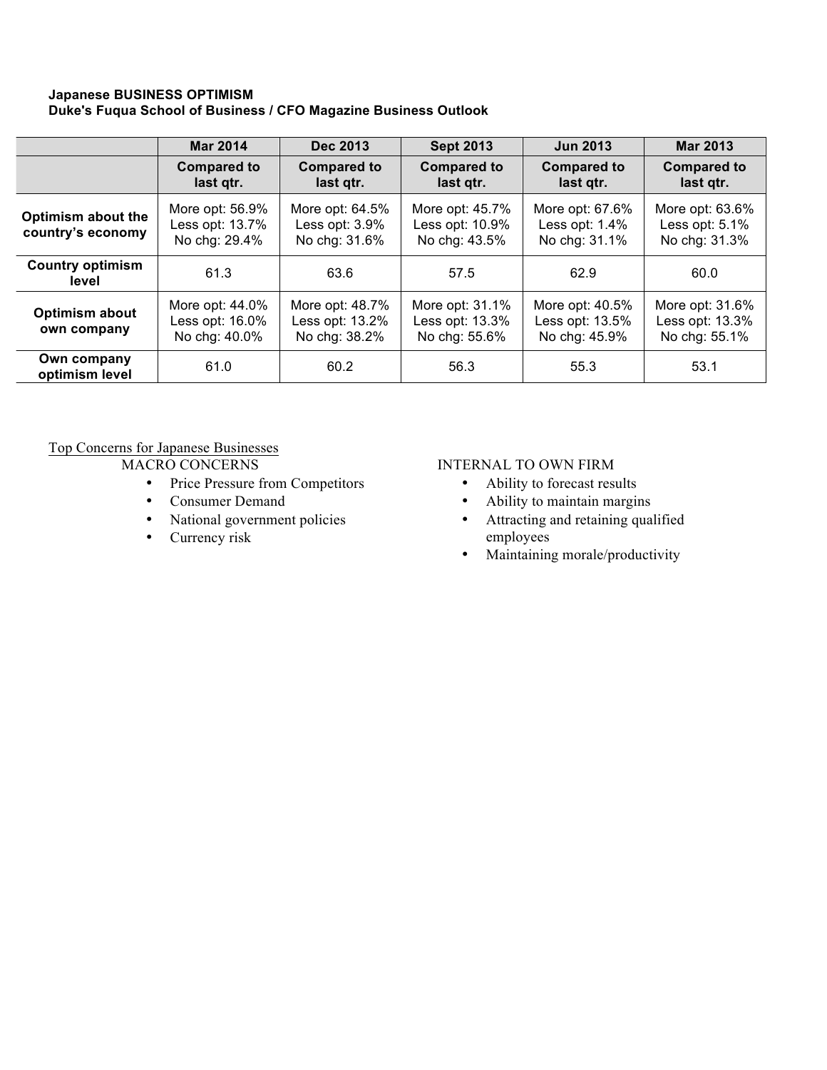**Japanese BUSINESS OPTIMISM**
**Duke's Fuqua School of Business / CFO Magazine Business Outlook**

| | Mar 2014 | Dec 2013 | Sept 2013 | Jun 2013 | Mar 2013 |
|---|---|---|---|---|---|
| | Compared to last qtr. | Compared to last qtr. | Compared to last qtr. | Compared to last qtr. | Compared to last qtr. |
| **Optimism about the country's economy** | More opt: 56.9%<br>Less opt: 13.7%<br>No chg: 29.4% | More opt: 64.5%<br>Less opt: 3.9%<br>No chg: 31.6% | More opt: 45.7%<br>Less opt: 10.9%<br>No chg: 43.5% | More opt: 67.6%<br>Less opt: 1.4%<br>No chg: 31.1% | More opt: 63.6%<br>Less opt: 5.1%<br>No chg: 31.3% |
| **Country optimism level** | 61.3 | 63.6 | 57.5 | 62.9 | 60.0 |
| **Optimism about own company** | More opt: 44.0%<br>Less opt: 16.0%<br>No chg: 40.0% | More opt: 48.7%<br>Less opt: 13.2%<br>No chg: 38.2% | More opt: 31.1%<br>Less opt: 13.3%<br>No chg: 55.6% | More opt: 40.5%<br>Less opt: 13.5%<br>No chg: 45.9% | More opt: 31.6%<br>Less opt: 13.3%<br>No chg: 55.1% |
| **Own company optimism level** | 61.0 | 60.2 | 56.3 | 55.3 | 53.1 |

Top Concerns for Japanese Businesses

MACRO CONCERNS

- Price Pressure from Competitors
- Consumer Demand
- National government policies
- Currency risk

INTERNAL TO OWN FIRM

- Ability to forecast results
- Ability to maintain margins
- Attracting and retaining qualified employees
- Maintaining morale/productivity